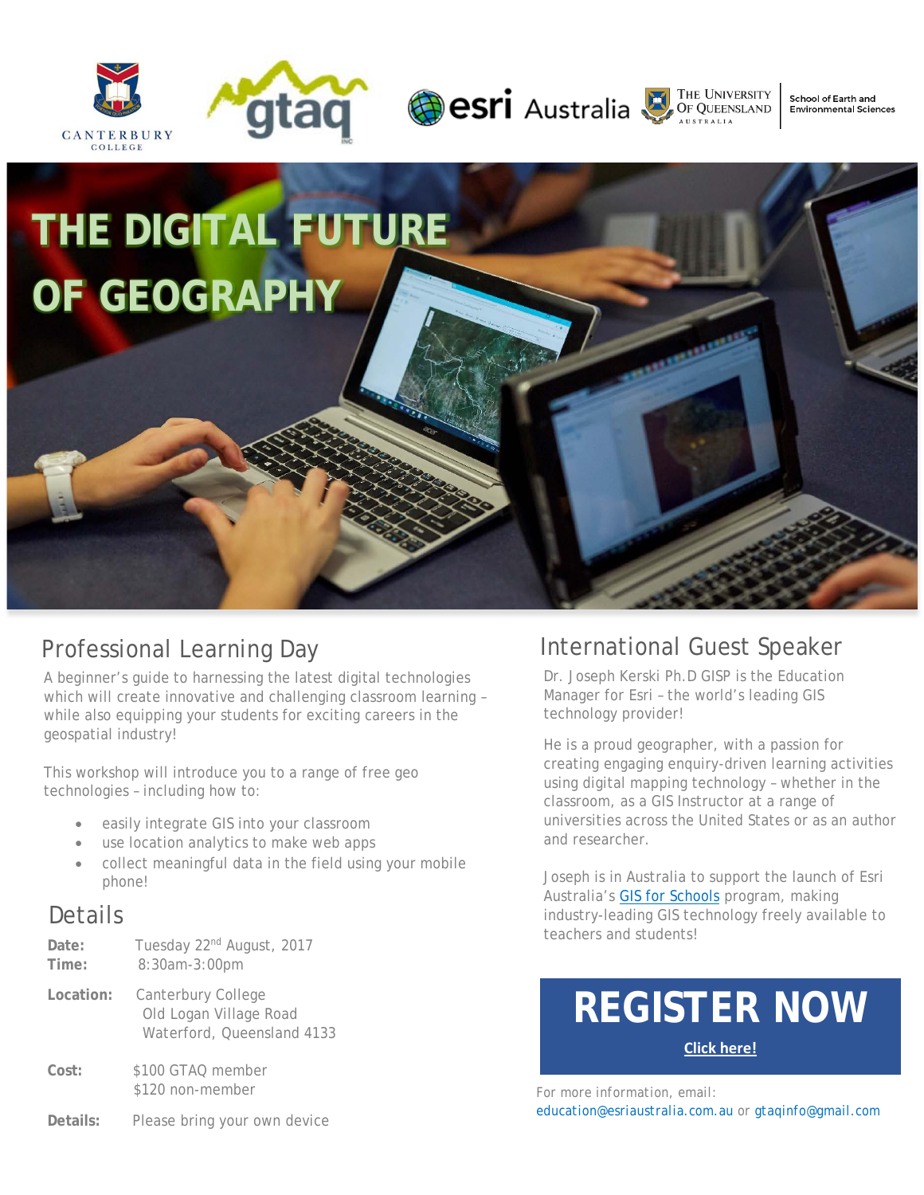# THE DIGITAL FUTURE OF GEOGRAPHY

## Professional Learning Day

A beginner's guide to harnessing the latest digital technologies which will create innovative and challenging classroom learning – while also equipping your students for exciting careers in the geospatial industry!

This workshop will introduce you to a range of free geo technologies – including how to:

- easily integrate GIS into your classroom
- use location analytics to make web apps
- collect meaningful data in the field using your mobile phone!

## Details

**Date:** Tuesday 22nd August, 2017
**Time:** 8:30am-3:00pm

**Location:** Canterbury College
Old Logan Village Road
Waterford, Queensland 4133

**Cost:** $100 GTAQ member
$120 non-member

**Details:** Please bring your own device

## International Guest Speaker

Dr. Joseph Kerski Ph.D GISP is the Education Manager for Esri – the world's leading GIS technology provider!

He is a proud geographer, with a passion for creating engaging enquiry-driven learning activities using digital mapping technology – whether in the classroom, as a GIS Instructor at a range of universities across the United States or as an author and researcher.

Joseph is in Australia to support the launch of Esri Australia's GIS for Schools program, making industry-leading GIS technology freely available to teachers and students!

## REGISTER NOW

Click here!

For more information, email:
education@esriaustralia.com.au or gtaqinfo@gmail.com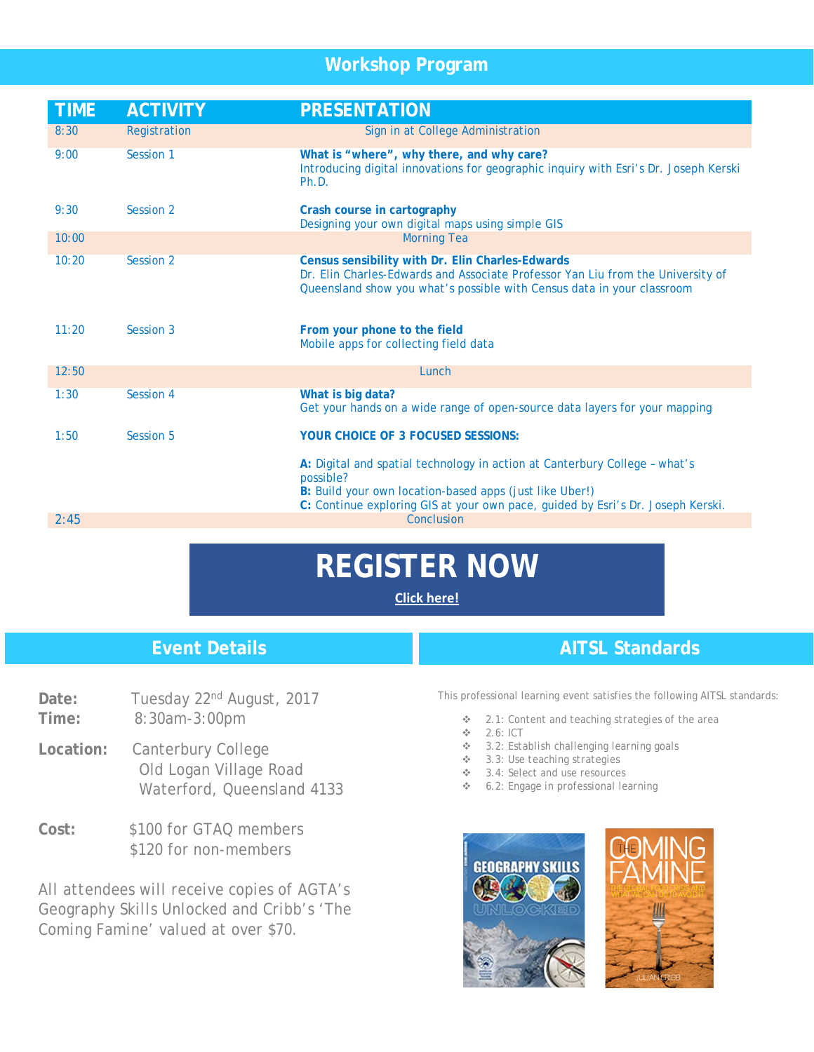## Workshop Program

| TIME | ACTIVITY | PRESENTATION |
|---|---|---|
| 8:30 | Registration | Sign in at College Administration |
| 9:00 | Session 1 | **What is "where", why there, and why care?**<br>Introducing digital innovations for geographic inquiry with Esri's Dr. Joseph Kerski Ph.D. |
| 9:30 | Session 2 | **Crash course in cartography**<br>Designing your own digital maps using simple GIS |
| 10:00 | | Morning Tea |
| 10:20 | Session 2 | **Census sensibility with Dr. Elin Charles-Edwards**<br>Dr. Elin Charles-Edwards and Associate Professor Yan Liu from the University of Queensland show you what's possible with Census data in your classroom |
| 11:20 | Session 3 | **From your phone to the field**<br>Mobile apps for collecting field data |
| 12:50 | | Lunch |
| 1:30 | Session 4 | **What is big data?**<br>Get your hands on a wide range of open-source data layers for your mapping |
| 1:50 | Session 5 | **YOUR CHOICE OF 3 FOCUSED SESSIONS:**<br>**A:** Digital and spatial technology in action at Canterbury College – what's possible?<br>**B:** Build your own location-based apps (just like Uber!)<br>**C:** Continue exploring GIS at your own pace, guided by Esri's Dr. Joseph Kerski. |
| 2:45 | | Conclusion |

# REGISTER NOW

Click here!

## Event Details

**Date:** Tuesday 22nd August, 2017
**Time:** 8:30am-3:00pm

**Location:** Canterbury College
Old Logan Village Road
Waterford, Queensland 4133

**Cost:** $100 for GTAQ members
$120 for non-members

All attendees will receive copies of AGTA's Geography Skills Unlocked and Cribb's 'The Coming Famine' valued at over $70.

## AITSL Standards

This professional learning event satisfies the following AITSL standards:

- 2.1: Content and teaching strategies of the area
- 2.6: ICT
- 3.2: Establish challenging learning goals
- 3.3: Use teaching strategies
- 3.4: Select and use resources
- 6.2: Engage in professional learning